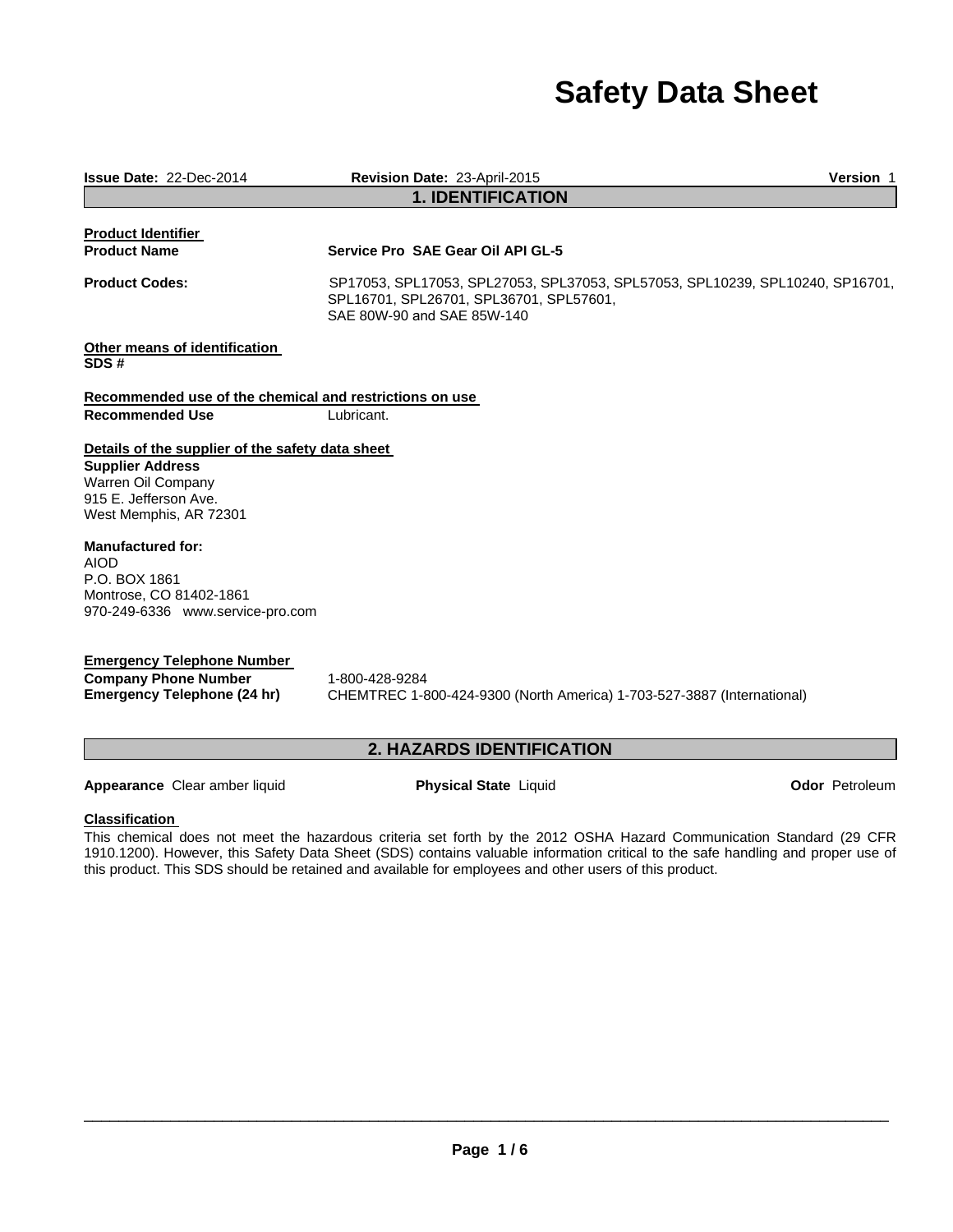# Safety Data Sheet

**Issue Date:** 22-Dec-2014 **Revision Date:** 23-April-2015 **Version** 1

## 1. IDENTIFICATION

**Product Identifier**

**Product Name** Service Pro SAE Gear Oil API GL-5

**Product Codes:** SP17053, SPL17053, SPL27053, SPL37053, SPL57053, SPL10239, SPL10240, SP16701, SPL16701, SPL26701, SPL36701, SPL57601, SAE 80W-90 and SAE 85W-140

**Other means of identification**

**SDS #**

**Recommended use of the chemical and restrictions on use**

**Recommended Use** Lubricant.

**Details of the supplier of the safety data sheet**

**Supplier Address**
Warren Oil Company
915 E. Jefferson Ave.
West Memphis, AR 72301

**Manufactured for:**
AIOD
P.O. BOX 1861
Montrose, CO 81402-1861
970-249-6336 www.service-pro.com

**Emergency Telephone Number**

**Company Phone Number** 1-800-428-9284

**Emergency Telephone (24 hr)** CHEMTREC 1-800-424-9300 (North America) 1-703-527-3887 (International)

## 2. HAZARDS IDENTIFICATION

**Appearance** Clear amber liquid **Physical State** Liquid **Odor** Petroleum

**Classification**

This chemical does not meet the hazardous criteria set forth by the 2012 OSHA Hazard Communication Standard (29 CFR 1910.1200). However, this Safety Data Sheet (SDS) contains valuable information critical to the safe handling and proper use of this product. This SDS should be retained and available for employees and other users of this product.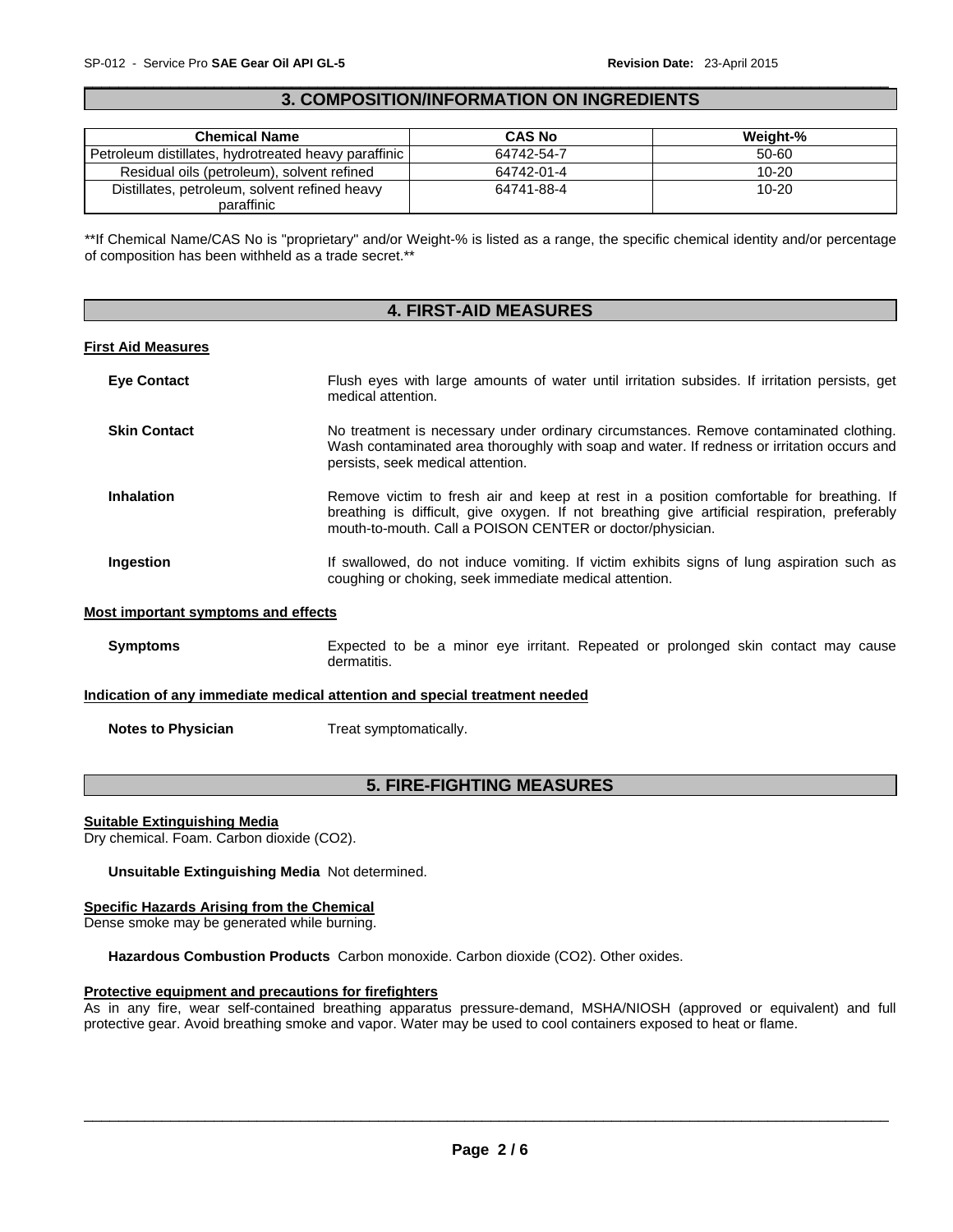## 3. COMPOSITION/INFORMATION ON INGREDIENTS

| Chemical Name | CAS No | Weight-% |
|---|---|---|
| Petroleum distillates, hydrotreated heavy paraffinic | 64742-54-7 | 50-60 |
| Residual oils (petroleum), solvent refined | 64742-01-4 | 10-20 |
| Distillates, petroleum, solvent refined heavy paraffinic | 64741-88-4 | 10-20 |

**If Chemical Name/CAS No is "proprietary" and/or Weight-% is listed as a range, the specific chemical identity and/or percentage of composition has been withheld as a trade secret.**

## 4. FIRST-AID MEASURES

### First Aid Measures

**Eye Contact** Flush eyes with large amounts of water until irritation subsides. If irritation persists, get medical attention.

**Skin Contact** No treatment is necessary under ordinary circumstances. Remove contaminated clothing. Wash contaminated area thoroughly with soap and water. If redness or irritation occurs and persists, seek medical attention.

**Inhalation** Remove victim to fresh air and keep at rest in a position comfortable for breathing. If breathing is difficult, give oxygen. If not breathing give artificial respiration, preferably mouth-to-mouth. Call a POISON CENTER or doctor/physician.

**Ingestion** If swallowed, do not induce vomiting. If victim exhibits signs of lung aspiration such as coughing or choking, seek immediate medical attention.

### Most important symptoms and effects

**Symptoms** Expected to be a minor eye irritant. Repeated or prolonged skin contact may cause dermatitis.

### Indication of any immediate medical attention and special treatment needed

**Notes to Physician** Treat symptomatically.

## 5. FIRE-FIGHTING MEASURES

### Suitable Extinguishing Media

Dry chemical. Foam. Carbon dioxide ($CO_2$).

**Unsuitable Extinguishing Media** Not determined.

### Specific Hazards Arising from the Chemical

Dense smoke may be generated while burning.

**Hazardous Combustion Products** Carbon monoxide. Carbon dioxide ($CO_2$). Other oxides.

### Protective equipment and precautions for firefighters

As in any fire, wear self-contained breathing apparatus pressure-demand, MSHA/NIOSH (approved or equivalent) and full protective gear. Avoid breathing smoke and vapor. Water may be used to cool containers exposed to heat or flame.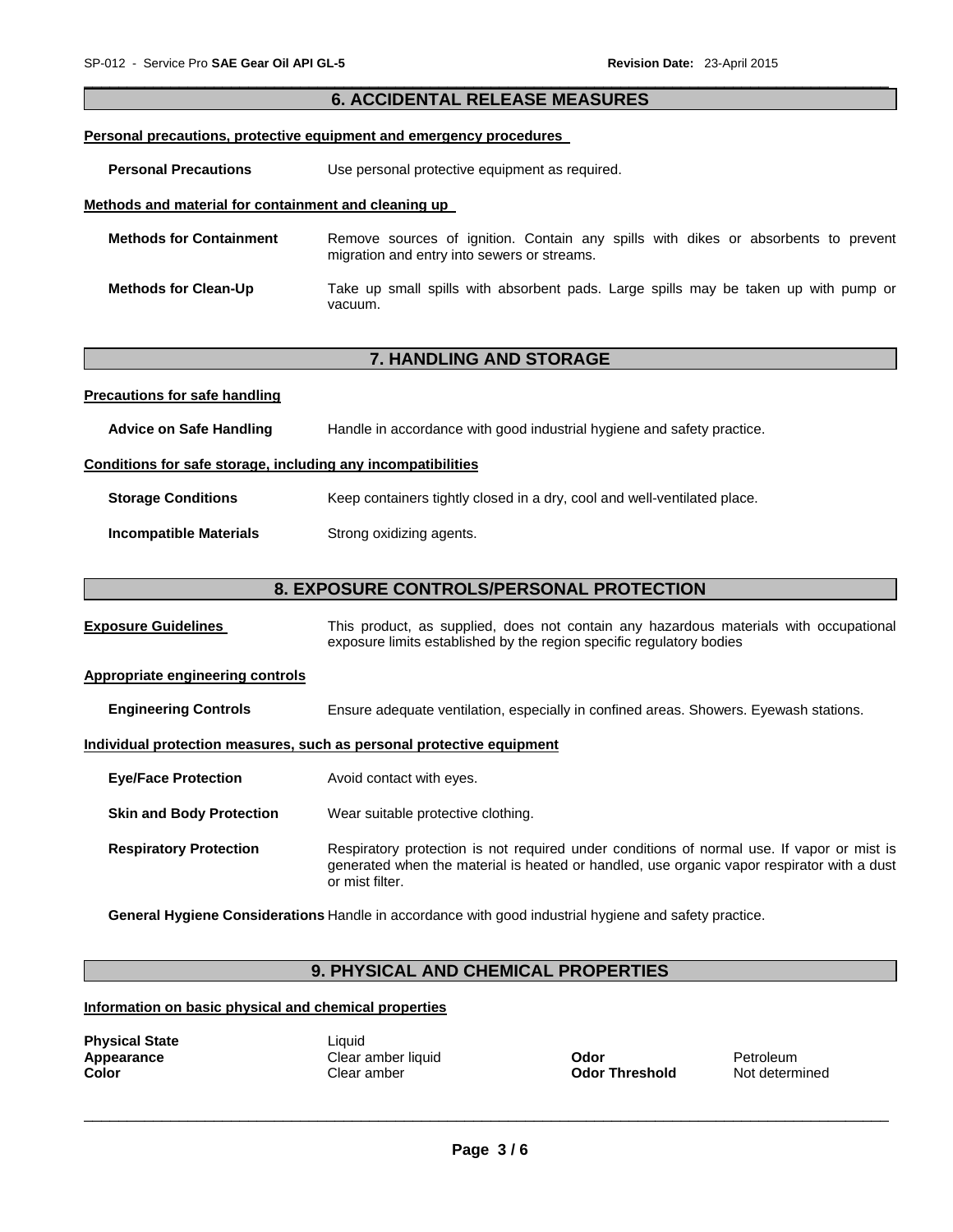## 6. ACCIDENTAL RELEASE MEASURES

**Personal precautions, protective equipment and emergency procedures**

**Personal Precautions** Use personal protective equipment as required.

**Methods and material for containment and cleaning up**

**Methods for Containment** Remove sources of ignition. Contain any spills with dikes or absorbents to prevent migration and entry into sewers or streams.

**Methods for Clean-Up** Take up small spills with absorbent pads. Large spills may be taken up with pump or vacuum.

## 7. HANDLING AND STORAGE

**Precautions for safe handling**

**Advice on Safe Handling** Handle in accordance with good industrial hygiene and safety practice.

**Conditions for safe storage, including any incompatibilities**

**Storage Conditions** Keep containers tightly closed in a dry, cool and well-ventilated place.

**Incompatible Materials** Strong oxidizing agents.

## 8. EXPOSURE CONTROLS/PERSONAL PROTECTION

**Exposure Guidelines** This product, as supplied, does not contain any hazardous materials with occupational exposure limits established by the region specific regulatory bodies

**Appropriate engineering controls**

**Engineering Controls** Ensure adequate ventilation, especially in confined areas. Showers. Eyewash stations.

**Individual protection measures, such as personal protective equipment**

**Eye/Face Protection** Avoid contact with eyes.

**Skin and Body Protection** Wear suitable protective clothing.

**Respiratory Protection** Respiratory protection is not required under conditions of normal use. If vapor or mist is generated when the material is heated or handled, use organic vapor respirator with a dust or mist filter.

**General Hygiene Considerations** Handle in accordance with good industrial hygiene and safety practice.

## 9. PHYSICAL AND CHEMICAL PROPERTIES

**Information on basic physical and chemical properties**

| | | | |
|---|---|---|---|
| **Physical State** | Liquid | | |
| **Appearance** | Clear amber liquid | **Odor** | Petroleum |
| **Color** | Clear amber | **Odor Threshold** | Not determined |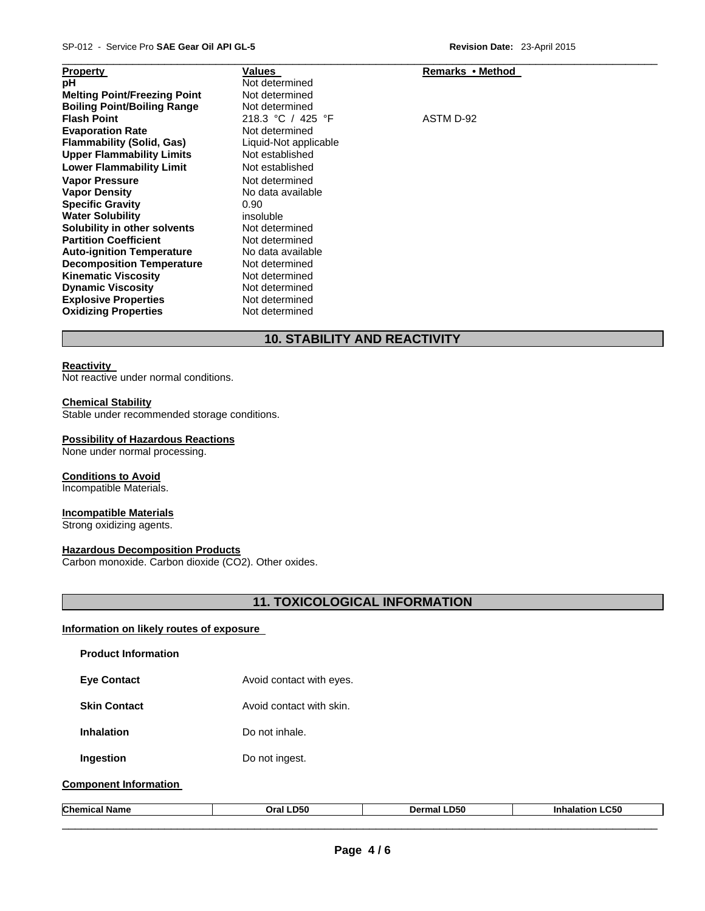| Property | Values | Remarks • Method |
|---|---|---|
| **pH** | Not determined | |
| **Melting Point/Freezing Point** | Not determined | |
| **Boiling Point/Boiling Range** | Not determined | |
| **Flash Point** | 218.3 °C / 425 °F | ASTM D-92 |
| **Evaporation Rate** | Not determined | |
| **Flammability (Solid, Gas)** | Liquid-Not applicable | |
| **Upper Flammability Limits** | Not established | |
| **Lower Flammability Limit** | Not established | |
| **Vapor Pressure** | Not determined | |
| **Vapor Density** | No data available | |
| **Specific Gravity** | 0.90 | |
| **Water Solubility** | insoluble | |
| **Solubility in other solvents** | Not determined | |
| **Partition Coefficient** | Not determined | |
| **Auto-ignition Temperature** | No data available | |
| **Decomposition Temperature** | Not determined | |
| **Kinematic Viscosity** | Not determined | |
| **Dynamic Viscosity** | Not determined | |
| **Explosive Properties** | Not determined | |
| **Oxidizing Properties** | Not determined | |

## 10. STABILITY AND REACTIVITY

**Reactivity**
Not reactive under normal conditions.

**Chemical Stability**
Stable under recommended storage conditions.

**Possibility of Hazardous Reactions**
None under normal processing.

**Conditions to Avoid**
Incompatible Materials.

**Incompatible Materials**
Strong oxidizing agents.

**Hazardous Decomposition Products**
Carbon monoxide. Carbon dioxide ($CO_2$). Other oxides.

## 11. TOXICOLOGICAL INFORMATION

**Information on likely routes of exposure**

**Product Information**

**Eye Contact** Avoid contact with eyes.

**Skin Contact** Avoid contact with skin.

**Inhalation** Do not inhale.

**Ingestion** Do not ingest.

**Component Information**

| Chemical Name | Oral LD50 | Dermal LD50 | Inhalation LC50 |
|---|---|---|---|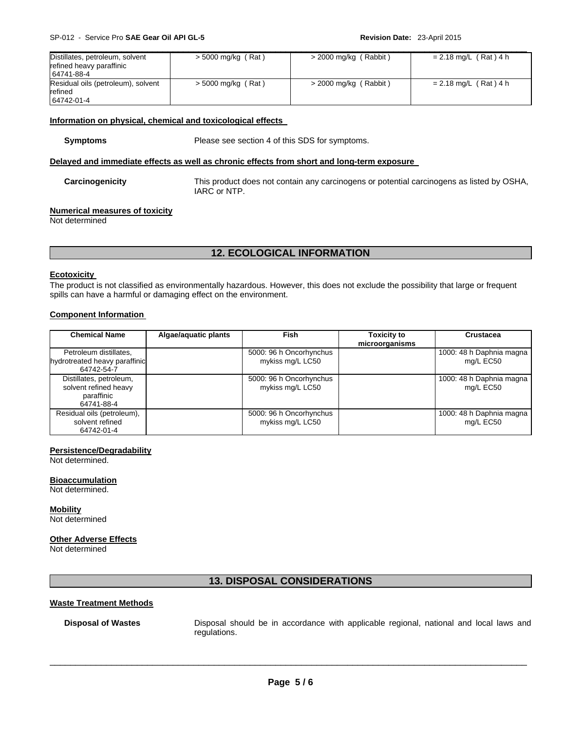| Distillates, petroleum, solvent refined heavy paraffinic 64741-88-4 | > 5000 mg/kg ( Rat ) | > 2000 mg/kg ( Rabbit ) | = 2.18 mg/L ( Rat ) 4 h |
|---|---|---|---|
| Residual oils (petroleum), solvent refined 64742-01-4 | > 5000 mg/kg ( Rat ) | > 2000 mg/kg ( Rabbit ) | = 2.18 mg/L ( Rat ) 4 h |

**Information on physical, chemical and toxicological effects**

**Symptoms** Please see section 4 of this SDS for symptoms.

**Delayed and immediate effects as well as chronic effects from short and long-term exposure**

**Carcinogenicity** This product does not contain any carcinogens or potential carcinogens as listed by OSHA, IARC or NTP.

**Numerical measures of toxicity**

Not determined

## 12. ECOLOGICAL INFORMATION

**Ecotoxicity**

The product is not classified as environmentally hazardous. However, this does not exclude the possibility that large or frequent spills can have a harmful or damaging effect on the environment.

**Component Information**

| Chemical Name | Algae/aquatic plants | Fish | Toxicity to microorganisms | Crustacea |
|---|---|---|---|---|
| Petroleum distillates, hydrotreated heavy paraffinic 64742-54-7 | | 5000: 96 h Oncorhynchus mykiss mg/L LC50 | | 1000: 48 h Daphnia magna mg/L EC50 |
| Distillates, petroleum, solvent refined heavy paraffinic 64741-88-4 | | 5000: 96 h Oncorhynchus mykiss mg/L LC50 | | 1000: 48 h Daphnia magna mg/L EC50 |
| Residual oils (petroleum), solvent refined 64742-01-4 | | 5000: 96 h Oncorhynchus mykiss mg/L LC50 | | 1000: 48 h Daphnia magna mg/L EC50 |

**Persistence/Degradability**

Not determined.

**Bioaccumulation**

Not determined.

**Mobility**

Not determined

**Other Adverse Effects**

Not determined

## 13. DISPOSAL CONSIDERATIONS

**Waste Treatment Methods**

**Disposal of Wastes** Disposal should be in accordance with applicable regional, national and local laws and regulations.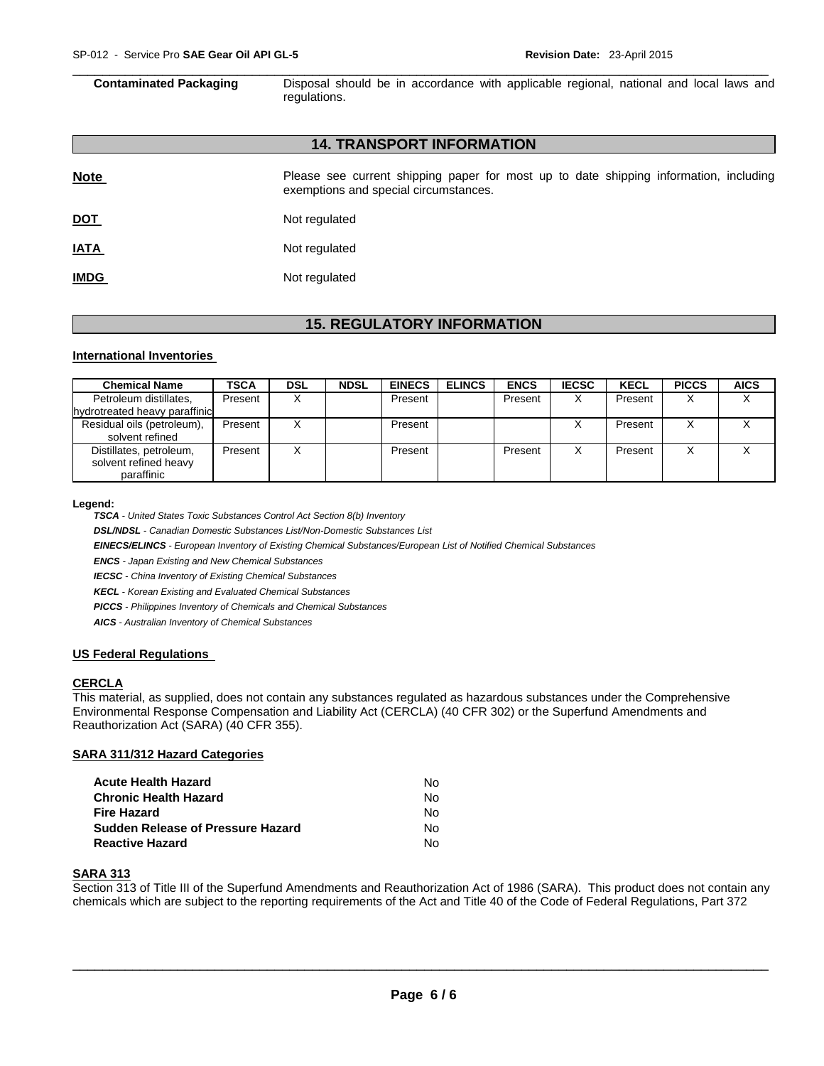**Contaminated Packaging** Disposal should be in accordance with applicable regional, national and local laws and regulations.

## 14. TRANSPORT INFORMATION

**Note** Please see current shipping paper for most up to date shipping information, including exemptions and special circumstances.

**DOT** Not regulated

**IATA** Not regulated

**IMDG** Not regulated

## 15. REGULATORY INFORMATION

### International Inventories

| Chemical Name | TSCA | DSL | NDSL | EINECS | ELINCS | ENCS | IECSC | KECL | PICCS | AICS |
|---|---|---|---|---|---|---|---|---|---|---|
| Petroleum distillates, hydrotreated heavy paraffinic | Present | X | | Present | | Present | X | Present | X | X |
| Residual oils (petroleum), solvent refined | Present | X | | Present | | | X | Present | X | X |
| Distillates, petroleum, solvent refined heavy paraffinic | Present | X | | Present | | Present | X | Present | X | X |

**Legend:**

***TSCA*** *- United States Toxic Substances Control Act Section 8(b) Inventory*

***DSL/NDSL*** *- Canadian Domestic Substances List/Non-Domestic Substances List*

***EINECS/ELINCS*** *- European Inventory of Existing Chemical Substances/European List of Notified Chemical Substances*

***ENCS*** *- Japan Existing and New Chemical Substances*

***IECSC*** *- China Inventory of Existing Chemical Substances*

***KECL*** *- Korean Existing and Evaluated Chemical Substances*

***PICCS*** *- Philippines Inventory of Chemicals and Chemical Substances*

***AICS*** *- Australian Inventory of Chemical Substances*

### US Federal Regulations

#### CERCLA

This material, as supplied, does not contain any substances regulated as hazardous substances under the Comprehensive Environmental Response Compensation and Liability Act (CERCLA) (40 CFR 302) or the Superfund Amendments and Reauthorization Act (SARA) (40 CFR 355).

#### SARA 311/312 Hazard Categories

| | |
|---|---|
| **Acute Health Hazard** | No |
| **Chronic Health Hazard** | No |
| **Fire Hazard** | No |
| **Sudden Release of Pressure Hazard** | No |
| **Reactive Hazard** | No |

#### SARA 313

Section 313 of Title III of the Superfund Amendments and Reauthorization Act of 1986 (SARA). This product does not contain any chemicals which are subject to the reporting requirements of the Act and Title 40 of the Code of Federal Regulations, Part 372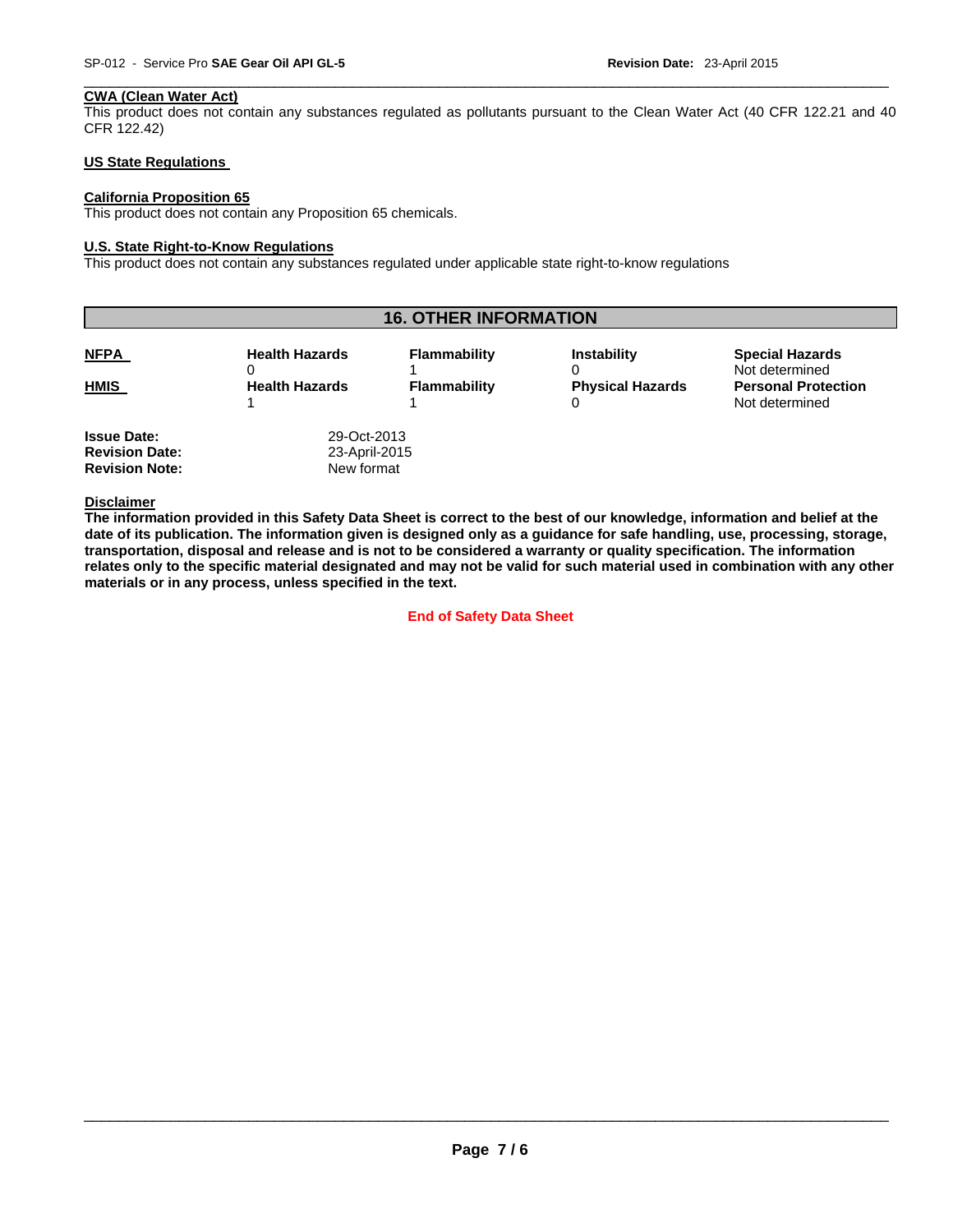**CWA (Clean Water Act)**
This product does not contain any substances regulated as pollutants pursuant to the Clean Water Act (40 CFR 122.21 and 40 CFR 122.42)

**US State Regulations**

**California Proposition 65**
This product does not contain any Proposition 65 chemicals.

**U.S. State Right-to-Know Regulations**
This product does not contain any substances regulated under applicable state right-to-know regulations

## 16. OTHER INFORMATION

| | | | | |
|---|---|---|---|---|
| **NFPA** | **Health Hazards** 0 | **Flammability** 1 | **Instability** 0 | **Special Hazards** Not determined |
| **HMIS** | **Health Hazards** 1 | **Flammability** 1 | **Physical Hazards** 0 | **Personal Protection** Not determined |

| | |
|---|---|
| **Issue Date:** | 29-Oct-2013 |
| **Revision Date:** | 23-April-2015 |
| **Revision Note:** | New format |

**Disclaimer**
**The information provided in this Safety Data Sheet is correct to the best of our knowledge, information and belief at the date of its publication. The information given is designed only as a guidance for safe handling, use, processing, storage, transportation, disposal and release and is not to be considered a warranty or quality specification. The information relates only to the specific material designated and may not be valid for such material used in combination with any other materials or in any process, unless specified in the text.**

**End of Safety Data Sheet**